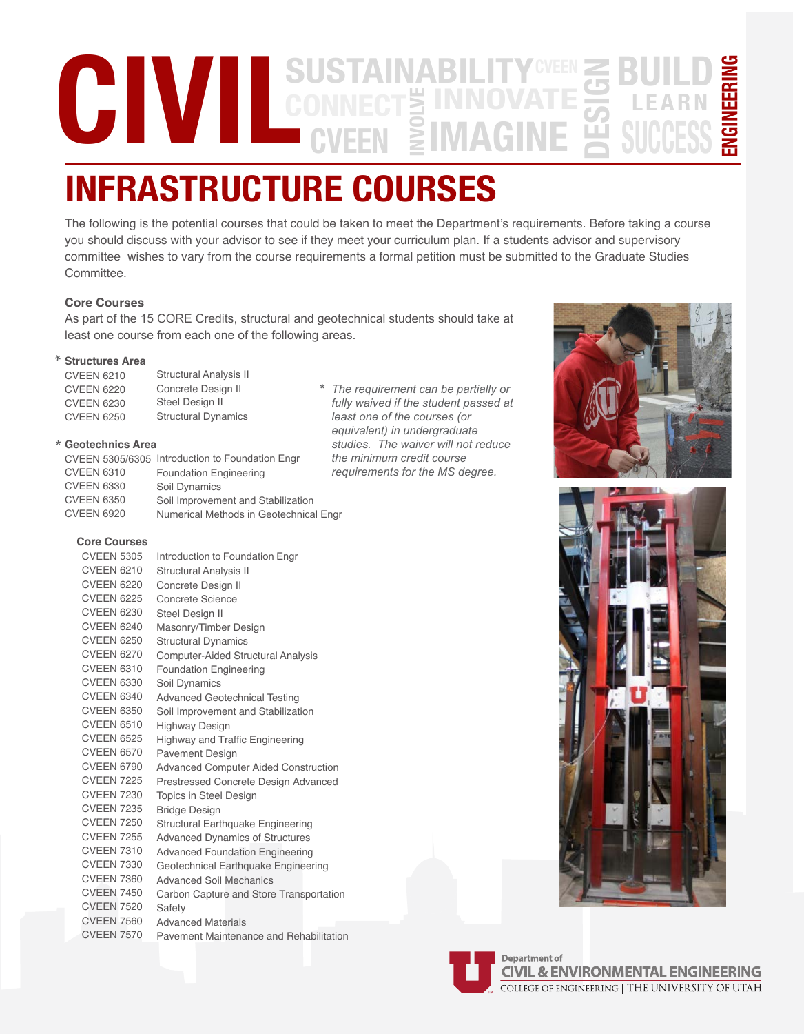# CIVIL ENGINEERING

## INFRASTRUCTURE COURSES

The following is the potential courses that could be taken to meet the Department's requirements. Before taking a course you should discuss with your advisor to see if they meet your curriculum plan. If a students advisor and supervisory committee wishes to vary from the course requirements a formal petition must be submitted to the Graduate Studies Committee.

### Core Courses

As part of the 15 CORE Credits, structural and geotechnical students should take at least one course from each one of the following areas.

**\* Structures Area**

| | |
|---|---|
| CVEEN 6210 | Structural Analysis II |
| CVEEN 6220 | Concrete Design II |
| CVEEN 6230 | Steel Design II |
| CVEEN 6250 | Structural Dynamics |

**\* Geotechnics Area**

| | |
|---|---|
| CVEEN 5305/6305 | Introduction to Foundation Engr |
| CVEEN 6310 | Foundation Engineering |
| CVEEN 6330 | Soil Dynamics |
| CVEEN 6350 | Soil Improvement and Stabilization |
| CVEEN 6920 | Numerical Methods in Geotechnical Engr |

\* *The requirement can be partially or fully waived if the student passed at least one of the courses (or equivalent) in undergraduate studies. The waiver will not reduce the minimum credit course requirements for the MS degree.*

**Core Courses**

| | |
|---|---|
| CVEEN 5305 | Introduction to Foundation Engr |
| CVEEN 6210 | Structural Analysis II |
| CVEEN 6220 | Concrete Design II |
| CVEEN 6225 | Concrete Science |
| CVEEN 6230 | Steel Design II |
| CVEEN 6240 | Masonry/Timber Design |
| CVEEN 6250 | Structural Dynamics |
| CVEEN 6270 | Computer-Aided Structural Analysis |
| CVEEN 6310 | Foundation Engineering |
| CVEEN 6330 | Soil Dynamics |
| CVEEN 6340 | Advanced Geotechnical Testing |
| CVEEN 6350 | Soil Improvement and Stabilization |
| CVEEN 6510 | Highway Design |
| CVEEN 6525 | Highway and Traffic Engineering |
| CVEEN 6570 | Pavement Design |
| CVEEN 6790 | Advanced Computer Aided Construction |
| CVEEN 7225 | Prestressed Concrete Design Advanced |
| CVEEN 7230 | Topics in Steel Design |
| CVEEN 7235 | Bridge Design |
| CVEEN 7250 | Structural Earthquake Engineering |
| CVEEN 7255 | Advanced Dynamics of Structures |
| CVEEN 7310 | Advanced Foundation Engineering |
| CVEEN 7330 | Geotechnical Earthquake Engineering |
| CVEEN 7360 | Advanced Soil Mechanics |
| CVEEN 7450 | Carbon Capture and Store Transportation |
| CVEEN 7520 | Safety |
| CVEEN 7560 | Advanced Materials |
| CVEEN 7570 | Pavement Maintenance and Rehabilitation |

Department of CIVIL & ENVIRONMENTAL ENGINEERING
COLLEGE OF ENGINEERING | THE UNIVERSITY OF UTAH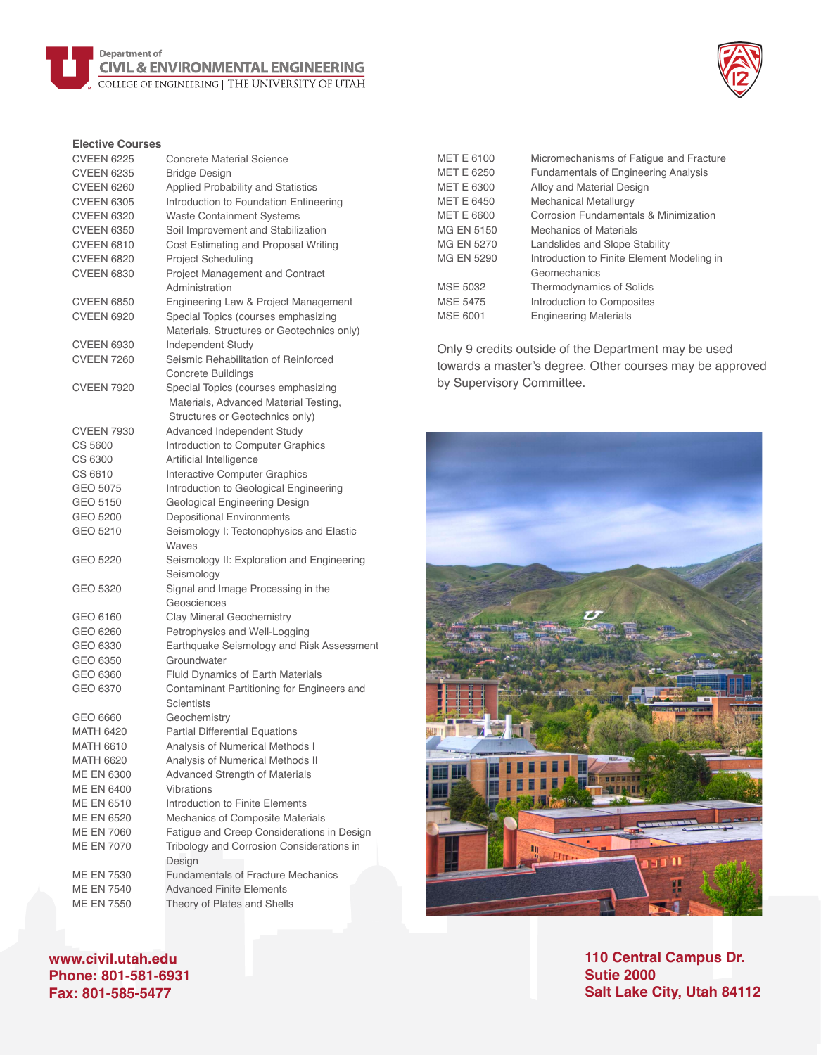Department of
CIVIL & ENVIRONMENTAL ENGINEERING
COLLEGE OF ENGINEERING | THE UNIVERSITY OF UTAH

### Elective Courses

| | |
|---|---|
| CVEEN 6225 | Concrete Material Science |
| CVEEN 6235 | Bridge Design |
| CVEEN 6260 | Applied Probability and Statistics |
| CVEEN 6305 | Introduction to Foundation Entineering |
| CVEEN 6320 | Waste Containment Systems |
| CVEEN 6350 | Soil Improvement and Stabilization |
| CVEEN 6810 | Cost Estimating and Proposal Writing |
| CVEEN 6820 | Project Scheduling |
| CVEEN 6830 | Project Management and Contract Administration |
| CVEEN 6850 | Engineering Law & Project Management |
| CVEEN 6920 | Special Topics (courses emphasizing Materials, Structures or Geotechnics only) |
| CVEEN 6930 | Independent Study |
| CVEEN 7260 | Seismic Rehabilitation of Reinforced Concrete Buildings |
| CVEEN 7920 | Special Topics (courses emphasizing Materials, Advanced Material Testing, Structures or Geotechnics only) |
| CVEEN 7930 | Advanced Independent Study |
| CS 5600 | Introduction to Computer Graphics |
| CS 6300 | Artificial Intelligence |
| CS 6610 | Interactive Computer Graphics |
| GEO 5075 | Introduction to Geological Engineering |
| GEO 5150 | Geological Engineering Design |
| GEO 5200 | Depositional Environments |
| GEO 5210 | Seismology I: Tectonophysics and Elastic Waves |
| GEO 5220 | Seismology II: Exploration and Engineering Seismology |
| GEO 5320 | Signal and Image Processing in the Geosciences |
| GEO 6160 | Clay Mineral Geochemistry |
| GEO 6260 | Petrophysics and Well-Logging |
| GEO 6330 | Earthquake Seismology and Risk Assessment |
| GEO 6350 | Groundwater |
| GEO 6360 | Fluid Dynamics of Earth Materials |
| GEO 6370 | Contaminant Partitioning for Engineers and Scientists |
| GEO 6660 | Geochemistry |
| MATH 6420 | Partial Differential Equations |
| MATH 6610 | Analysis of Numerical Methods I |
| MATH 6620 | Analysis of Numerical Methods II |
| ME EN 6300 | Advanced Strength of Materials |
| ME EN 6400 | Vibrations |
| ME EN 6510 | Introduction to Finite Elements |
| ME EN 6520 | Mechanics of Composite Materials |
| ME EN 7060 | Fatigue and Creep Considerations in Design |
| ME EN 7070 | Tribology and Corrosion Considerations in Design |
| ME EN 7530 | Fundamentals of Fracture Mechanics |
| ME EN 7540 | Advanced Finite Elements |
| ME EN 7550 | Theory of Plates and Shells |
| MET E 6100 | Micromechanisms of Fatigue and Fracture |
| MET E 6250 | Fundamentals of Engineering Analysis |
| MET E 6300 | Alloy and Material Design |
| MET E 6450 | Mechanical Metallurgy |
| MET E 6600 | Corrosion Fundamentals & Minimization |
| MG EN 5150 | Mechanics of Materials |
| MG EN 5270 | Landslides and Slope Stability |
| MG EN 5290 | Introduction to Finite Element Modeling in Geomechanics |
| MSE 5032 | Thermodynamics of Solids |
| MSE 5475 | Introduction to Composites |
| MSE 6001 | Engineering Materials |

Only 9 credits outside of the Department may be used towards a master's degree. Other courses may be approved by Supervisory Committee.

**www.civil.utah.edu**
**Phone: 801-581-6931**
**Fax: 801-585-5477**

**110 Central Campus Dr.**
**Sutie 2000**
**Salt Lake City, Utah 84112**